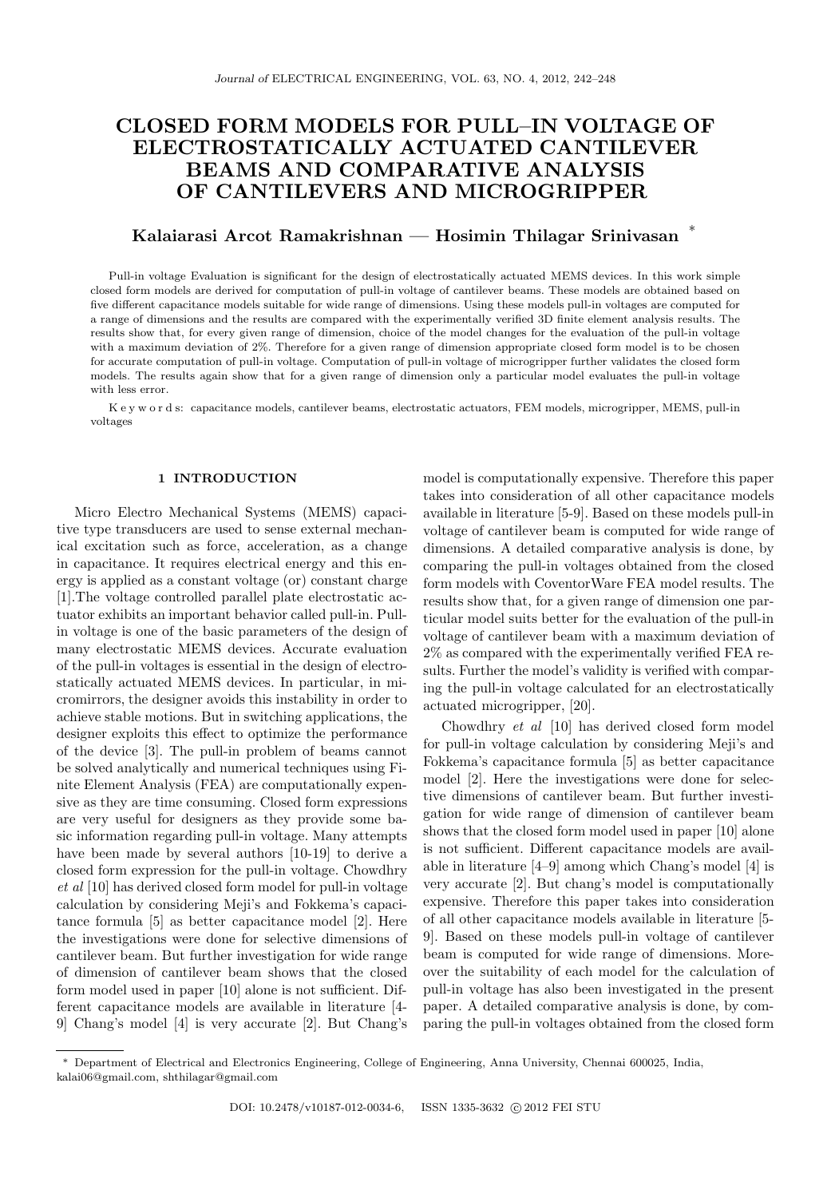# CLOSED FORM MODELS FOR PULL–IN VOLTAGE OF ELECTROSTATICALLY ACTUATED CANTILEVER BEAMS AND COMPARATIVE ANALYSIS OF CANTILEVERS AND MICROGRIPPER

**Kalaiarasi Arcot Ramakrishnan — Hosimin Thilagar Srinivasan** *

Pull-in voltage Evaluation is significant for the design of electrostatically actuated MEMS devices. In this work simple closed form models are derived for computation of pull-in voltage of cantilever beams. These models are obtained based on five different capacitance models suitable for wide range of dimensions. Using these models pull-in voltages are computed for a range of dimensions and the results are compared with the experimentally verified 3D finite element analysis results. The results show that, for every given range of dimension, choice of the model changes for the evaluation of the pull-in voltage with a maximum deviation of 2%. Therefore for a given range of dimension appropriate closed form model is to be chosen for accurate computation of pull-in voltage. Computation of pull-in voltage of microgripper further validates the closed form models. The results again show that for a given range of dimension only a particular model evaluates the pull-in voltage with less error.

K e y w o r d s: capacitance models, cantilever beams, electrostatic actuators, FEM models, microgripper, MEMS, pull-in voltages

## 1 INTRODUCTION

Micro Electro Mechanical Systems (MEMS) capacitive type transducers are used to sense external mechanical excitation such as force, acceleration, as a change in capacitance. It requires electrical energy and this energy is applied as a constant voltage (or) constant charge [1].The voltage controlled parallel plate electrostatic actuator exhibits an important behavior called pull-in. Pull-in voltage is one of the basic parameters of the design of many electrostatic MEMS devices. Accurate evaluation of the pull-in voltages is essential in the design of electrostatically actuated MEMS devices. In particular, in micromirrors, the designer avoids this instability in order to achieve stable motions. But in switching applications, the designer exploits this effect to optimize the performance of the device [3]. The pull-in problem of beams cannot be solved analytically and numerical techniques using Finite Element Analysis (FEA) are computationally expensive as they are time consuming. Closed form expressions are very useful for designers as they provide some basic information regarding pull-in voltage. Many attempts have been made by several authors [10-19] to derive a closed form expression for the pull-in voltage. Chowdhry *et al* [10] has derived closed form model for pull-in voltage calculation by considering Meji's and Fokkema's capacitance formula [5] as better capacitance model [2]. Here the investigations were done for selective dimensions of cantilever beam. But further investigation for wide range of dimension of cantilever beam shows that the closed form model used in paper [10] alone is not sufficient. Different capacitance models are available in literature [4-9] Chang's model [4] is very accurate [2]. But Chang's model is computationally expensive. Therefore this paper takes into consideration of all other capacitance models available in literature [5-9]. Based on these models pull-in voltage of cantilever beam is computed for wide range of dimensions. A detailed comparative analysis is done, by comparing the pull-in voltages obtained from the closed form models with CoventorWare FEA model results. The results show that, for a given range of dimension one particular model suits better for the evaluation of the pull-in voltage of cantilever beam with a maximum deviation of 2% as compared with the experimentally verified FEA results. Further the model's validity is verified with comparing the pull-in voltage calculated for an electrostatically actuated microgripper, [20].

Chowdhry *et al* [10] has derived closed form model for pull-in voltage calculation by considering Meji's and Fokkema's capacitance formula [5] as better capacitance model [2]. Here the investigations were done for selective dimensions of cantilever beam. But further investigation for wide range of dimension of cantilever beam shows that the closed form model used in paper [10] alone is not sufficient. Different capacitance models are available in literature [4–9] among which Chang's model [4] is very accurate [2]. But chang's model is computationally expensive. Therefore this paper takes into consideration of all other capacitance models available in literature [5-9]. Based on these models pull-in voltage of cantilever beam is computed for wide range of dimensions. Moreover the suitability of each model for the calculation of pull-in voltage has also been investigated in the present paper. A detailed comparative analysis is done, by comparing the pull-in voltages obtained from the closed form

---

* Department of Electrical and Electronics Engineering, College of Engineering, Anna University, Chennai 600025, India, kalai06@gmail.com, shthilagar@gmail.com

DOI: 10.2478/v10187-012-0034-6, ISSN 1335-3632 © 2012 FEI STU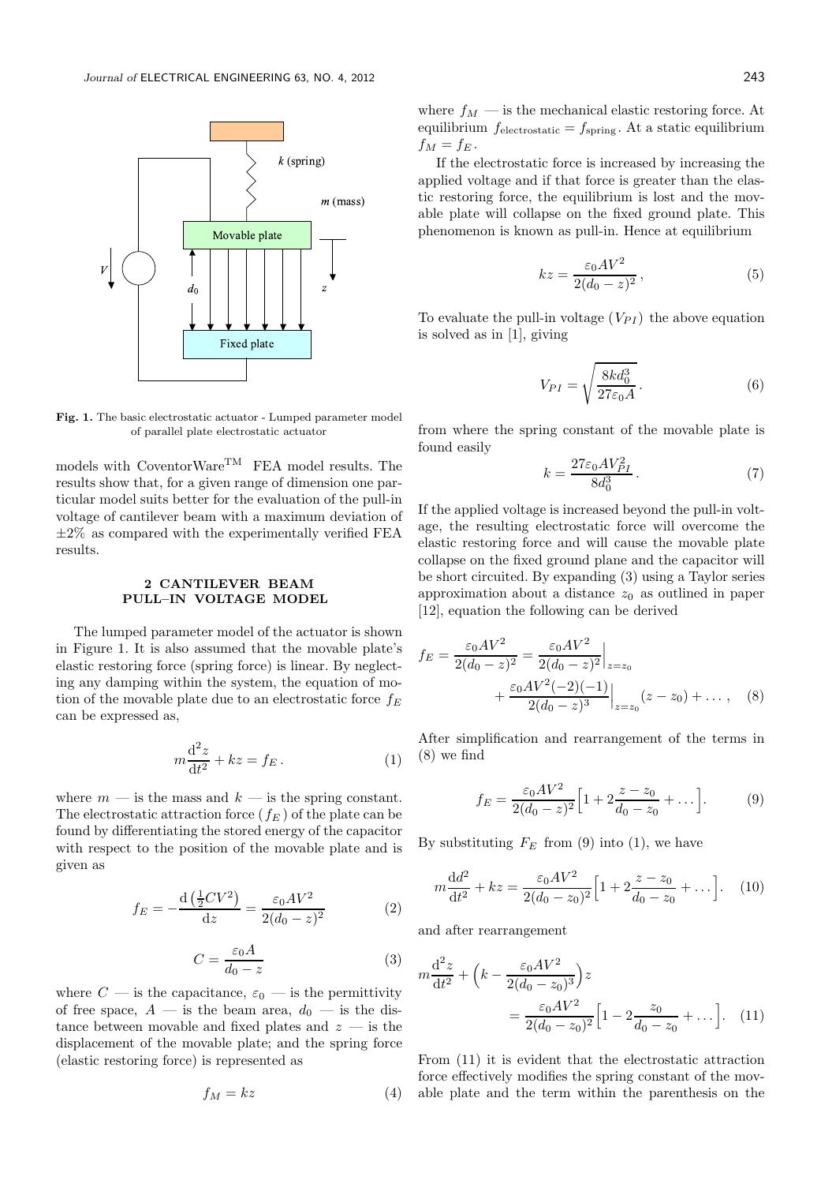**Fig. 1.** The basic electrostatic actuator - Lumped parameter model of parallel plate electrostatic actuator

models with CoventorWare$^{TM}$ FEA model results. The results show that, for a given range of dimension one particular model suits better for the evaluation of the pull-in voltage of cantilever beam with a maximum deviation of $\pm 2\%$ as compared with the experimentally verified FEA results.

## 2 CANTILEVER BEAM PULL–IN VOLTAGE MODEL

The lumped parameter model of the actuator is shown in Figure 1. It is also assumed that the movable plate's elastic restoring force (spring force) is linear. By neglecting any damping within the system, the equation of motion of the movable plate due to an electrostatic force $f_E$ can be expressed as,

$$m\frac{\mathrm{d}^2 z}{\mathrm{d}t^2} + kz = f_E\,. \tag{1}$$

where $m$ — is the mass and $k$ — is the spring constant. The electrostatic attraction force ($f_E$) of the plate can be found by differentiating the stored energy of the capacitor with respect to the position of the movable plate and is given as

$$f_E = -\frac{\mathrm{d}\left(\frac{1}{2}CV^2\right)}{\mathrm{d}z} = \frac{\varepsilon_0 AV^2}{2(d_0 - z)^2} \tag{2}$$

$$C = \frac{\varepsilon_0 A}{d_0 - z} \tag{3}$$

where $C$ — is the capacitance, $\varepsilon_0$ — is the permittivity of free space, $A$ — is the beam area, $d_0$ — is the distance between movable and fixed plates and $z$ — is the displacement of the movable plate; and the spring force (elastic restoring force) is represented as

$$f_M = kz \tag{4}$$

where $f_M$ — is the mechanical elastic restoring force. At equilibrium $f_{\text{electrostatic}} = f_{\text{spring}}$. At a static equilibrium $f_M = f_E$.

If the electrostatic force is increased by increasing the applied voltage and if that force is greater than the elastic restoring force, the equilibrium is lost and the movable plate will collapse on the fixed ground plate. This phenomenon is known as pull-in. Hence at equilibrium

$$kz = \frac{\varepsilon_0 AV^2}{2(d_0 - z)^2}\,, \tag{5}$$

To evaluate the pull-in voltage ($V_{PI}$) the above equation is solved as in [1], giving

$$V_{PI} = \sqrt{\frac{8kd_0^3}{27\varepsilon_0 A}}\,. \tag{6}$$

from where the spring constant of the movable plate is found easily

$$k = \frac{27\varepsilon_0 AV_{PI}^2}{8d_0^3}\,. \tag{7}$$

If the applied voltage is increased beyond the pull-in voltage, the resulting electrostatic force will overcome the elastic restoring force and will cause the movable plate collapse on the fixed ground plane and the capacitor will be short circuited. By expanding (3) using a Taylor series approximation about a distance $z_0$ as outlined in paper [12], equation the following can be derived

$$f_E = \frac{\varepsilon_0 AV^2}{2(d_0 - z)^2} = \frac{\varepsilon_0 AV^2}{2(d_0 - z)^2}\Big|_{z=z_0} + \frac{\varepsilon_0 AV^2(-2)(-1)}{2(d_0 - z)^3}\Big|_{z=z_0}(z - z_0) + \dots\,, \tag{8}$$

After simplification and rearrangement of the terms in (8) we find

$$f_E = \frac{\varepsilon_0 AV^2}{2(d_0 - z)^2}\Big[1 + 2\frac{z - z_0}{d_0 - z_0} + \dots\Big]. \tag{9}$$

By substituting $F_E$ from (9) into (1), we have

$$m\frac{\mathrm{d}d^2}{\mathrm{d}t^2} + kz = \frac{\varepsilon_0 AV^2}{2(d_0 - z_0)^2}\Big[1 + 2\frac{z - z_0}{d_0 - z_0} + \dots\Big]. \tag{10}$$

and after rearrangement

$$m\frac{\mathrm{d}^2 z}{\mathrm{d}t^2} + \Big(k - \frac{\varepsilon_0 AV^2}{2(d_0 - z_0)^3}\Big)z = \frac{\varepsilon_0 AV^2}{2(d_0 - z_0)^2}\Big[1 - 2\frac{z_0}{d_0 - z_0} + \dots\Big]. \tag{11}$$

From (11) it is evident that the electrostatic attraction force effectively modifies the spring constant of the movable plate and the term within the parenthesis on the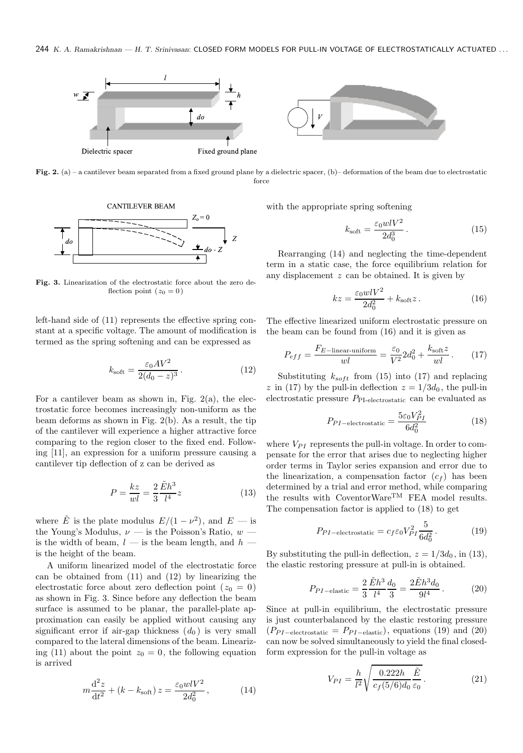**Fig. 2.** (a) – a cantilever beam separated from a fixed ground plane by a dielectric spacer, (b)– deformation of the beam due to electrostatic force

**Fig. 3.** Linearization of the electrostatic force about the zero deflection point ( $z_0 = 0$ )

left-hand side of (11) represents the effective spring constant at a specific voltage. The amount of modification is termed as the spring softening and can be expressed as

$$k_{\text{soft}} = \frac{\varepsilon_0 A V^2}{2(d_0 - z)^3} \,. \tag{12}$$

For a cantilever beam as shown in, Fig. 2(a), the electrostatic force becomes increasingly non-uniform as the beam deforms as shown in Fig. 2(b). As a result, the tip of the cantilever will experience a higher attractive force comparing to the region closer to the fixed end. Following [11], an expression for a uniform pressure causing a cantilever tip deflection of z can be derived as

$$P = \frac{kz}{wl} = \frac{2}{3}\frac{\tilde{E}h^3}{l^4}z \tag{13}$$

where $\tilde{E}$ is the plate modulus $E/(1-\nu^2)$, and $E$ — is the Young's Modulus, $\nu$ — is the Poisson's Ratio, $w$ — is the width of beam, $l$ — is the beam length, and $h$ — is the height of the beam.

A uniform linearized model of the electrostatic force can be obtained from (11) and (12) by linearizing the electrostatic force about zero deflection point ( $z_0 = 0$ ) as shown in Fig. 3. Since before any deflection the beam surface is assumed to be planar, the parallel-plate approximation can easily be applied without causing any significant error if air-gap thickness ( $d_0$ ) is very small compared to the lateral dimensions of the beam. Linearizing (11) about the point $z_0 = 0$, the following equation is arrived

$$m\frac{\mathrm{d}^2 z}{\mathrm{d}t^2} + (k - k_{\text{soft}})\, z = \frac{\varepsilon_0 w l V^2}{2d_0^2} \,, \tag{14}$$

with the appropriate spring softening

$$k_{\text{soft}} = \frac{\varepsilon_0 w l V^2}{2d_0^3} \,. \tag{15}$$

Rearranging (14) and neglecting the time-dependent term in a static case, the force equilibrium relation for any displacement $z$ can be obtained. It is given by

$$kz = \frac{\varepsilon_0 w l V^2}{2d_0^2} + k_{\text{soft}} z \,. \tag{16}$$

The effective linearized uniform electrostatic pressure on the beam can be found from (16) and it is given as

$$P_{eff} = \frac{F_{E-\text{linear-uniform}}}{wl} = \frac{\varepsilon_0}{V^2} 2d_0^2 + \frac{k_{\text{soft}} z}{wl} \,. \tag{17}$$

Substituting $k_{soft}$ from (15) into (17) and replacing $z$ in (17) by the pull-in deflection $z = 1/3d_0$, the pull-in electrostatic pressure $P_{\text{PI-electrostatic}}$ can be evaluated as

$$P_{PI-\text{electrostatic}} = \frac{5\varepsilon_0 V_{PI}^2}{6d_0^2} \tag{18}$$

where $V_{PI}$ represents the pull-in voltage. In order to compensate for the error that arises due to neglecting higher order terms in Taylor series expansion and error due to the linearization, a compensation factor ( $c_f$ ) has been determined by a trial and error method, while comparing the results with CoventorWare$^{\text{TM}}$ FEA model results. The compensation factor is applied to (18) to get

$$P_{PI-\text{electrostatic}} = c_f \varepsilon_0 V_{PI}^2 \frac{5}{6d_0^2} \,. \tag{19}$$

By substituting the pull-in deflection, $z = 1/3d_0$, in (13), the elastic restoring pressure at pull-in is obtained.

$$P_{PI-\text{elastic}} = \frac{2}{3}\frac{\tilde{E}h^3}{l^4}\frac{d_0}{3} = \frac{2\tilde{E}h^3 d_0}{9l^4} \,. \tag{20}$$

Since at pull-in equilibrium, the electrostatic pressure is just counterbalanced by the elastic restoring pressure ( $P_{PI-\text{electrostatic}} = P_{PI-\text{elastic}}$ ), equations (19) and (20) can now be solved simultaneously to yield the final closed-form expression for the pull-in voltage as

$$V_{PI} = \frac{h}{l^2}\sqrt{\frac{0.222h}{c_f(5/6)d_0}\frac{\tilde{E}}{\varepsilon_0}} \,. \tag{21}$$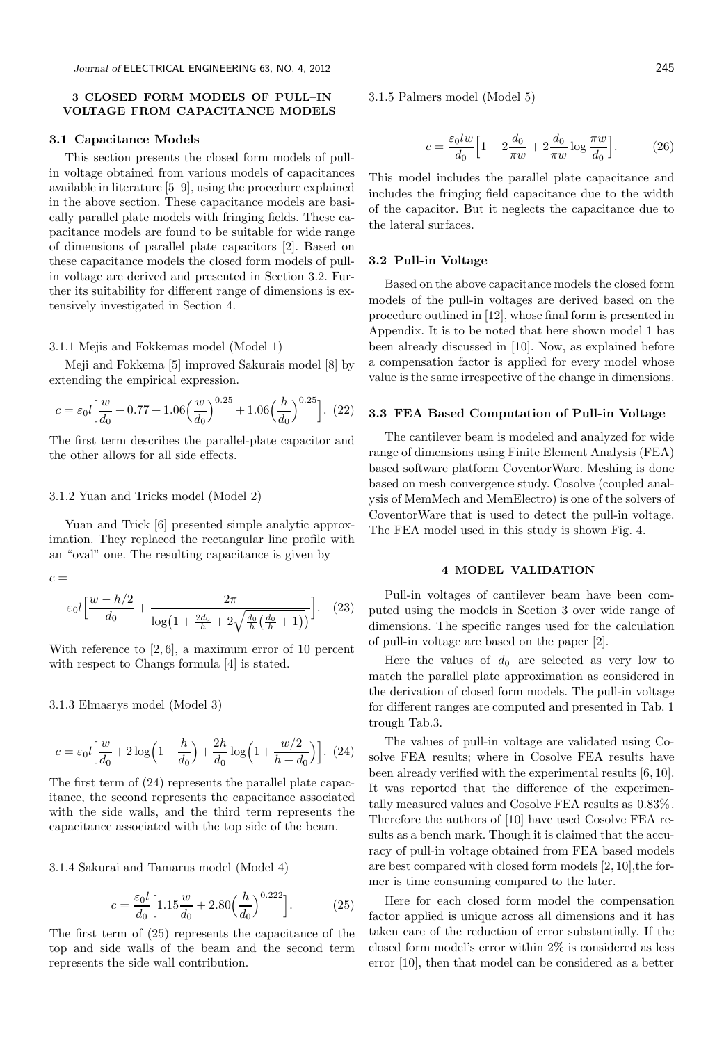## 3 CLOSED FORM MODELS OF PULL–IN VOLTAGE FROM CAPACITANCE MODELS

### 3.1 Capacitance Models

This section presents the closed form models of pull-in voltage obtained from various models of capacitances available in literature [5–9], using the procedure explained in the above section. These capacitance models are basically parallel plate models with fringing fields. These capacitance models are found to be suitable for wide range of dimensions of parallel plate capacitors [2]. Based on these capacitance models the closed form models of pull-in voltage are derived and presented in Section 3.2. Further its suitability for different range of dimensions is extensively investigated in Section 4.

3.1.1 Mejis and Fokkemas model (Model 1)

Meji and Fokkema [5] improved Sakurais model [8] by extending the empirical expression.

$$c = \varepsilon_0 l \Big[\frac{w}{d_0} + 0.77 + 1.06\Big(\frac{w}{d_0}\Big)^{0.25} + 1.06\Big(\frac{h}{d_0}\Big)^{0.25}\Big]. \quad (22)$$

The first term describes the parallel-plate capacitor and the other allows for all side effects.

3.1.2 Yuan and Tricks model (Model 2)

Yuan and Trick [6] presented simple analytic approximation. They replaced the rectangular line profile with an "oval" one. The resulting capacitance is given by

$$c = \varepsilon_0 l \Big[\frac{w - h/2}{d_0} + \frac{2\pi}{\log\big(1 + \frac{2d_0}{h} + 2\sqrt{\frac{d_0}{h}\big(\frac{d_0}{h} + 1\big)}\big)}\Big]. \quad (23)$$

With reference to [2, 6], a maximum error of 10 percent with respect to Changs formula [4] is stated.

3.1.3 Elmasrys model (Model 3)

$$c = \varepsilon_0 l \Big[\frac{w}{d_0} + 2\log\Big(1 + \frac{h}{d_0}\Big) + \frac{2h}{d_0}\log\Big(1 + \frac{w/2}{h + d_0}\Big)\Big]. \quad (24)$$

The first term of (24) represents the parallel plate capacitance, the second represents the capacitance associated with the side walls, and the third term represents the capacitance associated with the top side of the beam.

3.1.4 Sakurai and Tamarus model (Model 4)

$$c = \frac{\varepsilon_0 l}{d_0}\Big[1.15\frac{w}{d_0} + 2.80\Big(\frac{h}{d_0}\Big)^{0.222}\Big]. \quad (25)$$

The first term of (25) represents the capacitance of the top and side walls of the beam and the second term represents the side wall contribution.

3.1.5 Palmers model (Model 5)

$$c = \frac{\varepsilon_0 l w}{d_0}\Big[1 + 2\frac{d_0}{\pi w} + 2\frac{d_0}{\pi w}\log\frac{\pi w}{d_0}\Big]. \quad (26)$$

This model includes the parallel plate capacitance and includes the fringing field capacitance due to the width of the capacitor. But it neglects the capacitance due to the lateral surfaces.

### 3.2 Pull-in Voltage

Based on the above capacitance models the closed form models of the pull-in voltages are derived based on the procedure outlined in [12], whose final form is presented in Appendix. It is to be noted that here shown model 1 has been already discussed in [10]. Now, as explained before a compensation factor is applied for every model whose value is the same irrespective of the change in dimensions.

### 3.3 FEA Based Computation of Pull-in Voltage

The cantilever beam is modeled and analyzed for wide range of dimensions using Finite Element Analysis (FEA) based software platform CoventorWare. Meshing is done based on mesh convergence study. Cosolve (coupled analysis of MemMech and MemElectro) is one of the solvers of CoventorWare that is used to detect the pull-in voltage. The FEA model used in this study is shown Fig. 4.

## 4 MODEL VALIDATION

Pull-in voltages of cantilever beam have been computed using the models in Section 3 over wide range of dimensions. The specific ranges used for the calculation of pull-in voltage are based on the paper [2].

Here the values of $d_0$ are selected as very low to match the parallel plate approximation as considered in the derivation of closed form models. The pull-in voltage for different ranges are computed and presented in Tab. 1 trough Tab.3.

The values of pull-in voltage are validated using Cosolve FEA results; where in Cosolve FEA results have been already verified with the experimental results [6, 10]. It was reported that the difference of the experimentally measured values and Cosolve FEA results as 0.83%. Therefore the authors of [10] have used Cosolve FEA results as a bench mark. Though it is claimed that the accuracy of pull-in voltage obtained from FEA based models are best compared with closed form models [2, 10],the former is time consuming compared to the later.

Here for each closed form model the compensation factor applied is unique across all dimensions and it has taken care of the reduction of error substantially. If the closed form model's error within 2% is considered as less error [10], then that model can be considered as a better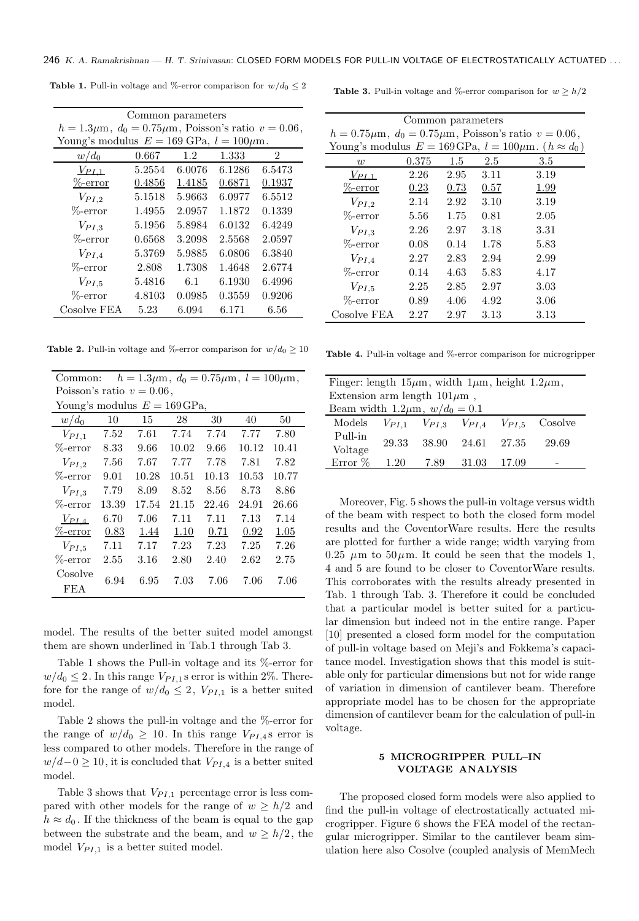**Table 1.** Pull-in voltage and %-error comparison for $w/d_0 \leq 2$

| Common parameters | | | | |
|---|---|---|---|---|
| $h = 1.3\mu$m, $d_0 = 0.75\mu$m, Poisson's ratio $v = 0.06$, Young's modulus $E = 169$ GPa, $l = 100\mu$m. | | | | |
| $w/d_0$ | 0.667 | 1.2 | 1.333 | 2 |
| $V_{PI,1}$ | 5.2554 | 6.0076 | 6.1286 | 6.5473 |
| %-error | 0.4856 | 1.4185 | 0.6871 | 0.1937 |
| $V_{PI,2}$ | 5.1518 | 5.9663 | 6.0977 | 6.5512 |
| %-error | 1.4955 | 2.0957 | 1.1872 | 0.1339 |
| $V_{PI,3}$ | 5.1956 | 5.8984 | 6.0132 | 6.4249 |
| %-error | 0.6568 | 3.2098 | 2.5568 | 2.0597 |
| $V_{PI,4}$ | 5.3769 | 5.9885 | 6.0806 | 6.3840 |
| %-error | 2.808 | 1.7308 | 1.4648 | 2.6774 |
| $V_{PI,5}$ | 5.4816 | 6.1 | 6.1930 | 6.4996 |
| %-error | 4.8103 | 0.0985 | 0.3559 | 0.9206 |
| Cosolve FEA | 5.23 | 6.094 | 6.171 | 6.56 |

**Table 2.** Pull-in voltage and %-error comparison for $w/d_0 \geq 10$

| Common: $h = 1.3\mu$m, $d_0 = 0.75\mu$m, $l = 100\mu$m, Poisson's ratio $v = 0.06$, Young's modulus $E = 169$ GPa, | | | | | | |
|---|---|---|---|---|---|---|
| $w/d_0$ | 10 | 15 | 28 | 30 | 40 | 50 |
| $V_{PI,1}$ | 7.52 | 7.61 | 7.74 | 7.74 | 7.77 | 7.80 |
| %-error | 8.33 | 9.66 | 10.02 | 9.66 | 10.12 | 10.41 |
| $V_{PI,2}$ | 7.56 | 7.67 | 7.77 | 7.78 | 7.81 | 7.82 |
| %-error | 9.01 | 10.28 | 10.51 | 10.13 | 10.53 | 10.77 |
| $V_{PI,3}$ | 7.79 | 8.09 | 8.52 | 8.56 | 8.73 | 8.86 |
| %-error | 13.39 | 17.54 | 21.15 | 22.46 | 24.91 | 26.66 |
| $V_{PI,4}$ | 6.70 | 7.06 | 7.11 | 7.11 | 7.13 | 7.14 |
| %-error | 0.83 | 1.44 | 1.10 | 0.71 | 0.92 | 1.05 |
| $V_{PI,5}$ | 7.11 | 7.17 | 7.23 | 7.23 | 7.25 | 7.26 |
| %-error | 2.55 | 3.16 | 2.80 | 2.40 | 2.62 | 2.75 |
| Cosolve FEA | 6.94 | 6.95 | 7.03 | 7.06 | 7.06 | 7.06 |

model. The results of the better suited model amongst them are shown underlined in Tab.1 through Tab 3.

Table 1 shows the Pull-in voltage and its %-error for $w/d_0 \leq 2$. In this range $V_{PI,1}$s error is within 2%. Therefore for the range of $w/d_0 \leq 2$, $V_{PI,1}$ is a better suited model.

Table 2 shows the pull-in voltage and the %-error for the range of $w/d_0 \geq 10$. In this range $V_{PI,4}$s error is less compared to other models. Therefore in the range of $w/d-0 \geq 10$, it is concluded that $V_{PI,4}$ is a better suited model.

Table 3 shows that $V_{PI,1}$ percentage error is less compared with other models for the range of $w \geq h/2$ and $h \approx d_0$. If the thickness of the beam is equal to the gap between the substrate and the beam, and $w \geq h/2$, the model $V_{PI,1}$ is a better suited model.

**Table 3.** Pull-in voltage and %-error comparison for $w \geq h/2$

| Common parameters | | | | |
|---|---|---|---|---|
| $h = 0.75\mu$m, $d_0 = 0.75\mu$m, Poisson's ratio $v = 0.06$, Young's modulus $E = 169$ GPa, $l = 100\mu$m. ($h \approx d_0$) | | | | |
| $w$ | 0.375 | 1.5 | 2.5 | 3.5 |
| $V_{PI,1}$ | 2.26 | 2.95 | 3.11 | 3.19 |
| %-error | 0.23 | 0.73 | 0.57 | 1.99 |
| $V_{PI,2}$ | 2.14 | 2.92 | 3.10 | 3.19 |
| %-error | 5.56 | 1.75 | 0.81 | 2.05 |
| $V_{PI,3}$ | 2.26 | 2.97 | 3.18 | 3.31 |
| %-error | 0.08 | 0.14 | 1.78 | 5.83 |
| $V_{PI,4}$ | 2.27 | 2.83 | 2.94 | 2.99 |
| %-error | 0.14 | 4.63 | 5.83 | 4.17 |
| $V_{PI,5}$ | 2.25 | 2.85 | 2.97 | 3.03 |
| %-error | 0.89 | 4.06 | 4.92 | 3.06 |
| Cosolve FEA | 2.27 | 2.97 | 3.13 | 3.13 |

**Table 4.** Pull-in voltage and %-error comparison for microgripper

| Finger: length $15\mu$m, width $1\mu$m, height $1.2\mu$m, Extension arm length $101\mu$m, Beam width $1.2\mu$m, $w/d_0 = 0.1$ | | | | | |
|---|---|---|---|---|---|
| Models | $V_{PI,1}$ | $V_{PI,3}$ | $V_{PI,4}$ | $V_{PI,5}$ | Cosolve |
| Pull-in Voltage | 29.33 | 38.90 | 24.61 | 27.35 | 29.69 |
| Error % | 1.20 | 7.89 | 31.03 | 17.09 | - |

Moreover, Fig. 5 shows the pull-in voltage versus width of the beam with respect to both the closed form model results and the CoventorWare results. Here the results are plotted for further a wide range; width varying from 0.25 $\mu$m to $50\,\mu$m. It could be seen that the models 1, 4 and 5 are found to be closer to CoventorWare results. This corroborates with the results already presented in Tab. 1 through Tab. 3. Therefore it could be concluded that a particular model is better suited for a particular dimension but indeed not in the entire range. Paper [10] presented a closed form model for the computation of pull-in voltage based on Meji's and Fokkema's capacitance model. Investigation shows that this model is suitable only for particular dimensions but not for wide range of variation in dimension of cantilever beam. Therefore appropriate model has to be chosen for the appropriate dimension of cantilever beam for the calculation of pull-in voltage.

## 5 MICROGRIPPER PULL–IN VOLTAGE ANALYSIS

The proposed closed form models were also applied to find the pull-in voltage of electrostatically actuated microgripper. Figure 6 shows the FEA model of the rectangular microgripper. Similar to the cantilever beam simulation here also Cosolve (coupled analysis of MemMech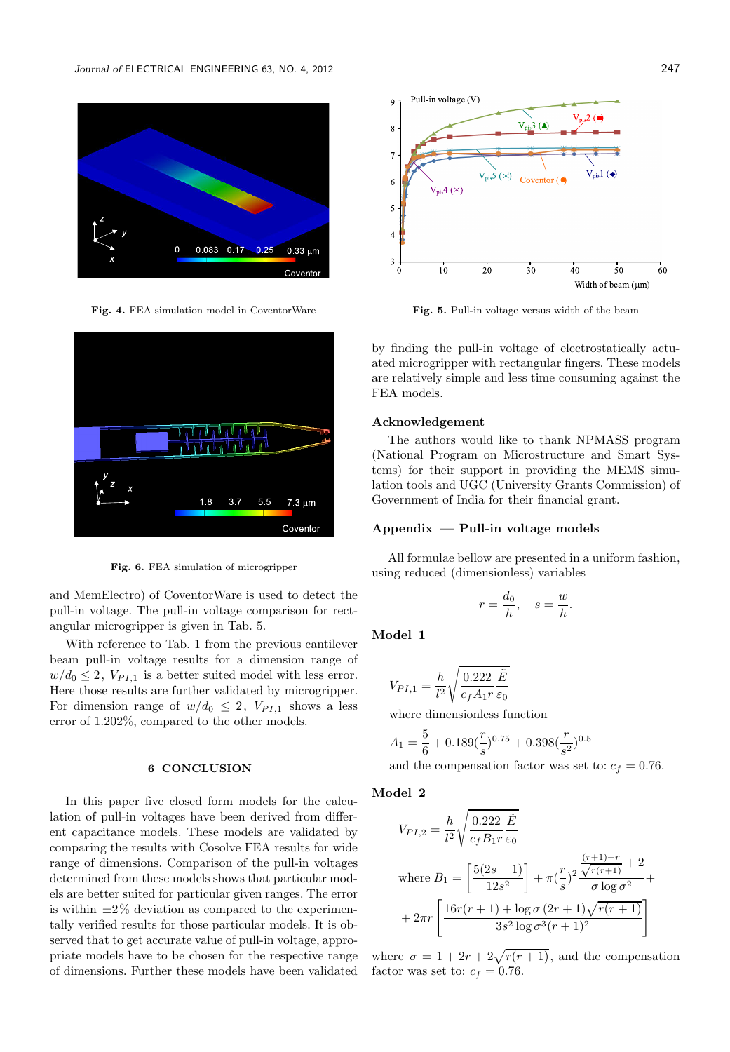Fig. 4. FEA simulation model in CoventorWare

Fig. 5. Pull-in voltage versus width of the beam

Fig. 6. FEA simulation of microgripper

and MemElectro) of CoventorWare is used to detect the pull-in voltage. The pull-in voltage comparison for rectangular microgripper is given in Tab. 5.

With reference to Tab. 1 from the previous cantilever beam pull-in voltage results for a dimension range of $w/d_0 \leq 2$, $V_{PI,1}$ is a better suited model with less error. Here those results are further validated by microgripper. For dimension range of $w/d_0 \leq 2$, $V_{PI,1}$ shows a less error of 1.202%, compared to the other models.

## 6 CONCLUSION

In this paper five closed form models for the calculation of pull-in voltages have been derived from different capacitance models. These models are validated by comparing the results with Cosolve FEA results for wide range of dimensions. Comparison of the pull-in voltages determined from these models shows that particular models are better suited for particular given ranges. The error is within ±2% deviation as compared to the experimentally verified results for those particular models. It is observed that to get accurate value of pull-in voltage, appropriate models have to be chosen for the respective range of dimensions. Further these models have been validated by finding the pull-in voltage of electrostatically actuated microgripper with rectangular fingers. These models are relatively simple and less time consuming against the FEA models.

### Acknowledgement

The authors would like to thank NPMASS program (National Program on Microstructure and Smart Systems) for their support in providing the MEMS simulation tools and UGC (University Grants Commission) of Government of India for their financial grant.

### Appendix — Pull-in voltage models

All formulae bellow are presented in a uniform fashion, using reduced (dimensionless) variables

$$r = \frac{d_0}{h}, \quad s = \frac{w}{h}.$$

**Model 1**

$$V_{PI,1} = \frac{h}{l^2}\sqrt{\frac{0.222\ \tilde{E}}{c_f A_1 r\ \varepsilon_0}}$$

where dimensionless function

$$A_1 = \frac{5}{6} + 0.189\left(\frac{r}{s}\right)^{0.75} + 0.398\left(\frac{r}{s^2}\right)^{0.5}$$

and the compensation factor was set to: $c_f = 0.76$.

**Model 2**

$$V_{PI,2} = \frac{h}{l^2}\sqrt{\frac{0.222\ \tilde{E}}{c_f B_1 r\ \varepsilon_0}}$$

$$\text{where } B_1 = \left[\frac{5(2s-1)}{12s^2}\right] + \pi\left(\frac{r}{s}\right)^2 \frac{\frac{(r+1)+r}{\sqrt{r(r+1)}} + 2}{\sigma \log \sigma^2} + $$
$$+ 2\pi r\left[\frac{16r(r+1) + \log\sigma\,(2r+1)\sqrt{r(r+1)}}{3s^2 \log\sigma^3 (r+1)^2}\right]$$

where $\sigma = 1 + 2r + 2\sqrt{r(r+1)}$, and the compensation factor was set to: $c_f = 0.76$.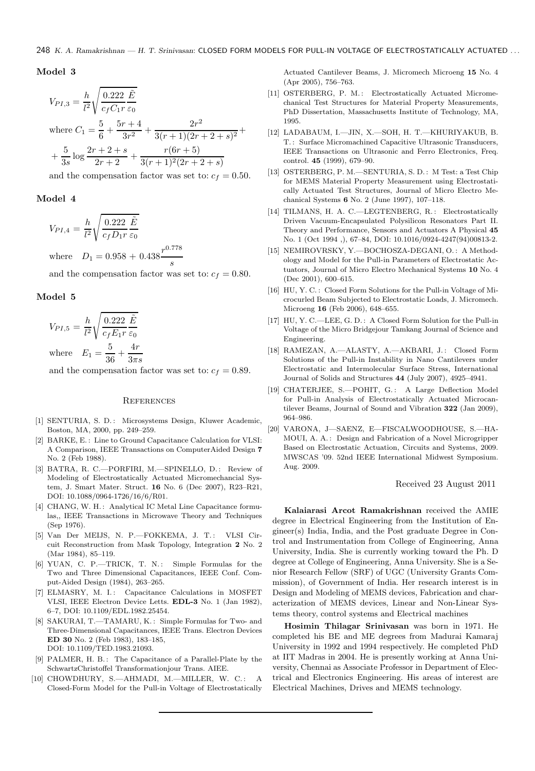### Model 3

$$V_{PI,3} = \frac{h}{l^2}\sqrt{\frac{0.222}{c_f C_1 r}\frac{\tilde{E}}{\varepsilon_0}}$$

where
$$C_1 = \frac{5}{6} + \frac{5r+4}{3r^2} + \frac{2r^2}{3(r+1)(2r+2+s)^2} + \frac{5}{3s}\log\frac{2r+2+s}{2r+2} + \frac{r(6r+5)}{3(r+1)^2(2r+2+s)}$$

and the compensation factor was set to: $c_f = 0.50$.

### Model 4

$$V_{PI,4} = \frac{h}{l^2}\sqrt{\frac{0.222}{c_f D_1 r}\frac{\tilde{E}}{\varepsilon_0}}$$

where $\quad D_1 = 0.958 + 0.438\dfrac{r^{0.778}}{s}$

and the compensation factor was set to: $c_f = 0.80$.

### Model 5

$$V_{PI,5} = \frac{h}{l^2}\sqrt{\frac{0.222}{c_f E_1 r}\frac{\tilde{E}}{\varepsilon_0}}$$

where $\quad E_1 = \dfrac{5}{36} + \dfrac{4r}{3\pi s}$

and the compensation factor was set to: $c_f = 0.89$.

## References

[1] SENTURIA, S. D.: Microsystems Design, Kluwer Academic, Boston, MA, 2000, pp. 249–259.

[2] BARKE, E.: Line to Ground Capacitance Calculation for VLSI: A Comparison, IEEE Transactions on ComputerAided Design **7** No. 2 (Feb 1988).

[3] BATRA, R. C.—PORFIRI, M.—SPINELLO, D.: Review of Modeling of Electrostatically Actuated Micromechancial System, J. Smart Mater. Struct. **16** No. 6 (Dec 2007), R23–R21, DOI: 10.1088/0964-1726/16/6/R01.

[4] CHANG, W. H.: Analytical IC Metal Line Capacitance formulas,, IEEE Transactions in Microwave Theory and Techniques (Sep 1976).

[5] Van Der MEIJS, N. P.—FOKKEMA, J. T.: VLSI Circuit Reconstruction from Mask Topology, Integration **2** No. 2 (Mar 1984), 85–119.

[6] YUAN, C. P.—TRICK, T. N.: Simple Formulas for the Two and Three Dimensional Capacitances, IEEE Conf. Comput-Aided Design (1984), 263–265.

[7] ELMASRY, M. I.: Capacitance Calculations in MOSFET VLSI, IEEE Electron Device Letts. **EDL-3** No. 1 (Jan 1982), 6–7, DOI: 10.1109/EDL.1982.25454.

[8] SAKURAI, T.—TAMARU, K.: Simple Formulas for Two- and Three-Dimensional Capacitances, IEEE Trans. Electron Devices **ED 30** No. 2 (Feb 1983), 183–185, DOI: 10.1109/TED.1983.21093.

[9] PALMER, H. B.: The Capacitance of a Parallel-Plate by the SchwartzChristoffel Transformationjour Trans. AIEE.

[10] CHOWDHURY, S.—AHMADI, M.—MILLER, W. C.: A Closed-Form Model for the Pull-in Voltage of Electrostatically Actuated Cantilever Beams, J. Micromech Microeng **15** No. 4 (Apr 2005), 756–763.

[11] OSTERBERG, P. M.: Electrostatically Actuated Micromechanical Test Structures for Material Property Measurements, PhD Dissertation, Massachusetts Institute of Technology, MA, 1995.

[12] LADABAUM, I.—JIN, X.—SOH, H. T.—KHURIYAKUB, B. T.: Surface Micromachined Capacitive Ultrasonic Transducers, IEEE Transactions on Ultrasonic and Ferro Electronics, Freq. control. **45** (1999), 679–90.

[13] OSTERBERG, P. M.—SENTURIA, S. D.: M Test: a Test Chip for MEMS Material Property Measurement using Electrostatically Actuated Test Structures, Journal of Micro Electro Mechanical Systems **6** No. 2 (June 1997), 107–118.

[14] TILMANS, H. A. C.—LEGTENBERG, R.: Electrostatically Driven Vacuum-Encapsulated Polysilicon Resonators Part II. Theory and Performance, Sensors and Actuators A Physical **45** No. 1 (Oct 1994 ,), 67–84, DOI: 10.1016/0924-4247(94)00813-2.

[15] NEMIROVRSKY, Y.—BOCHOSZA-DEGANI, O.: A Methodology and Model for the Pull-in Parameters of Electrostatic Actuators, Journal of Micro Electro Mechanical Systems **10** No. 4 (Dec 2001), 600–615.

[16] HU, Y. C.: Closed Form Solutions for the Pull-in Voltage of Microcurled Beam Subjected to Electrostatic Loads, J. Micromech. Microeng **16** (Feb 2006), 648–655.

[17] HU, Y. C.—LEE, G. D.: A Closed Form Solution for the Pull-in Voltage of the Micro Bridgejour Tamkang Journal of Science and Engineering.

[18] RAMEZAN, A.—ALASTY, A.—AKBARI, J.: Closed Form Solutions of the Pull-in Instability in Nano Cantilevers under Electrostatic and Intermolecular Surface Stress, International Journal of Solids and Structures **44** (July 2007), 4925–4941.

[19] CHATERJEE, S.—POHIT, G.: A Large Deflection Model for Pull-in Analysis of Electrostatically Actuated Microcantilever Beams, Journal of Sound and Vibration **322** (Jan 2009), 964–986.

[20] VARONA, J—SAENZ, E—FISCALWOODHOUSE, S.—HAMOUI, A. A.: Design and Fabrication of a Novel Microgripper Based on Electrostatic Actuation, Circuits and Systems, 2009. MWSCAS '09. 52nd IEEE International Midwest Symposium. Aug. 2009.

Received 23 August 2011

**Kalaiarasi Arcot Ramakrishnan** received the AMIE degree in Electrical Engineering from the Institution of Engineer(s) India, India, and the Post graduate Degree in Control and Instrumentation from College of Engineering, Anna University, India. She is currently working toward the Ph. D degree at College of Engineering, Anna University. She is a Senior Research Fellow (SRF) of UGC (University Grants Commission), of Government of India. Her research interest is in Design and Modeling of MEMS devices, Fabrication and characterization of MEMS devices, Linear and Non-Linear Systems theory, control systems and Electrical machines

**Hosimin Thilagar Srinivasan** was born in 1971. He completed his BE and ME degrees from Madurai Kamaraj University in 1992 and 1994 respectively. He completed PhD at IIT Madras in 2004. He is presently working at Anna University, Chennai as Associate Professor in Department of Electrical and Electronics Engineering. His areas of interest are Electrical Machines, Drives and MEMS technology.